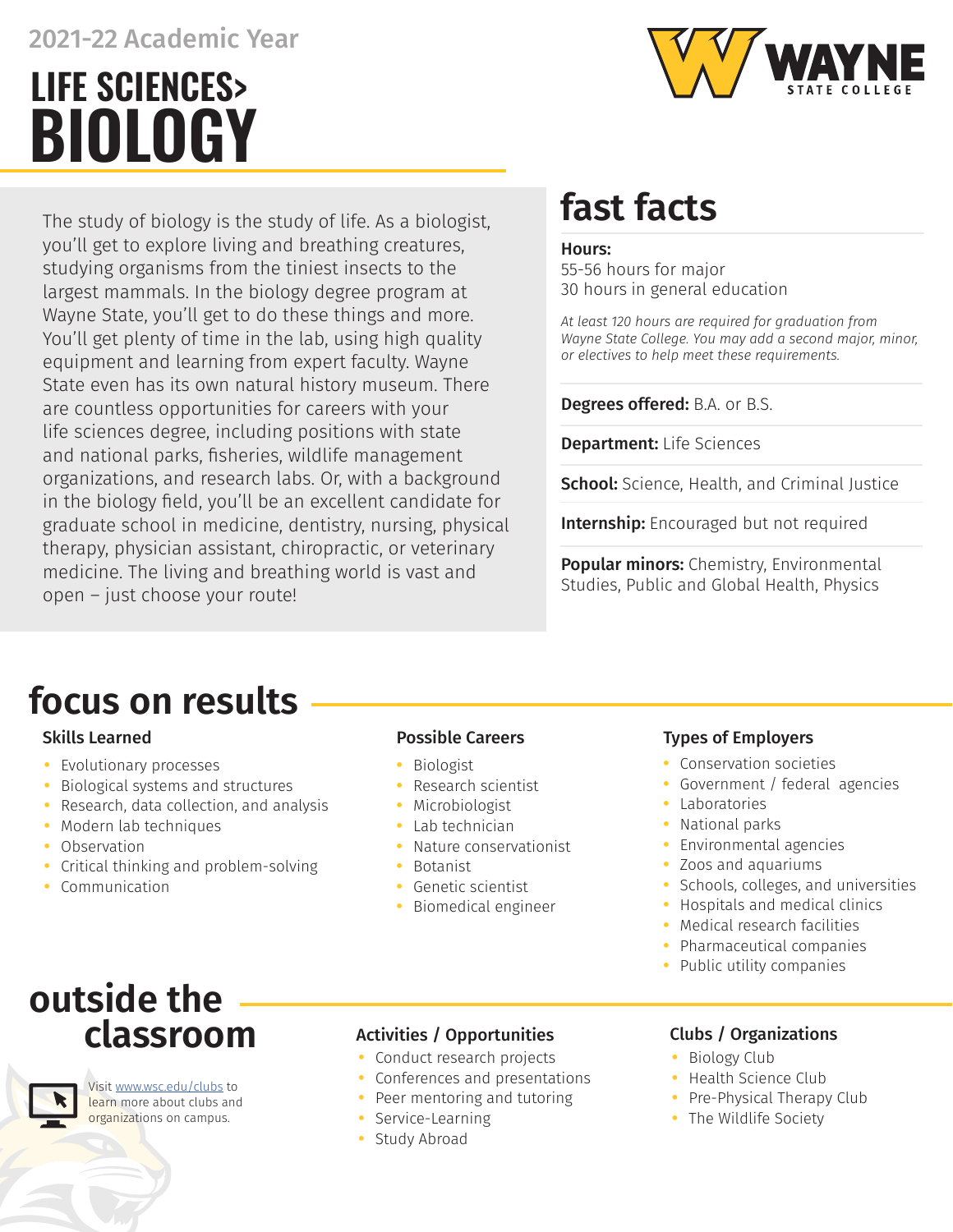2021-22 Academic Year

# LIFE SCIENCES> BIOLOGY

WAYNE STATE COLLEGE

The study of biology is the study of life. As a biologist, you'll get to explore living and breathing creatures, studying organisms from the tiniest insects to the largest mammals. In the biology degree program at Wayne State, you'll get to do these things and more. You'll get plenty of time in the lab, using high quality equipment and learning from expert faculty. Wayne State even has its own natural history museum. There are countless opportunities for careers with your life sciences degree, including positions with state and national parks, fisheries, wildlife management organizations, and research labs. Or, with a background in the biology field, you'll be an excellent candidate for graduate school in medicine, dentistry, nursing, physical therapy, physician assistant, chiropractic, or veterinary medicine. The living and breathing world is vast and open – just choose your route!

## fast facts

**Hours:**
55-56 hours for major
30 hours in general education

*At least 120 hours are required for graduation from Wayne State College. You may add a second major, minor, or electives to help meet these requirements.*

**Degrees offered:** B.A. or B.S.

**Department:** Life Sciences

**School:** Science, Health, and Criminal Justice

**Internship:** Encouraged but not required

**Popular minors:** Chemistry, Environmental Studies, Public and Global Health, Physics

## focus on results

### Skills Learned

- Evolutionary processes
- Biological systems and structures
- Research, data collection, and analysis
- Modern lab techniques
- Observation
- Critical thinking and problem-solving
- Communication

### Possible Careers

- Biologist
- Research scientist
- Microbiologist
- Lab technician
- Nature conservationist
- Botanist
- Genetic scientist
- Biomedical engineer

### Types of Employers

- Conservation societies
- Government / federal agencies
- Laboratories
- National parks
- Environmental agencies
- Zoos and aquariums
- Schools, colleges, and universities
- Hospitals and medical clinics
- Medical research facilities
- Pharmaceutical companies
- Public utility companies

## outside the classroom

Visit www.wsc.edu/clubs to learn more about clubs and organizations on campus.

### Activities / Opportunities

- Conduct research projects
- Conferences and presentations
- Peer mentoring and tutoring
- Service-Learning
- Study Abroad

### Clubs / Organizations

- Biology Club
- Health Science Club
- Pre-Physical Therapy Club
- The Wildlife Society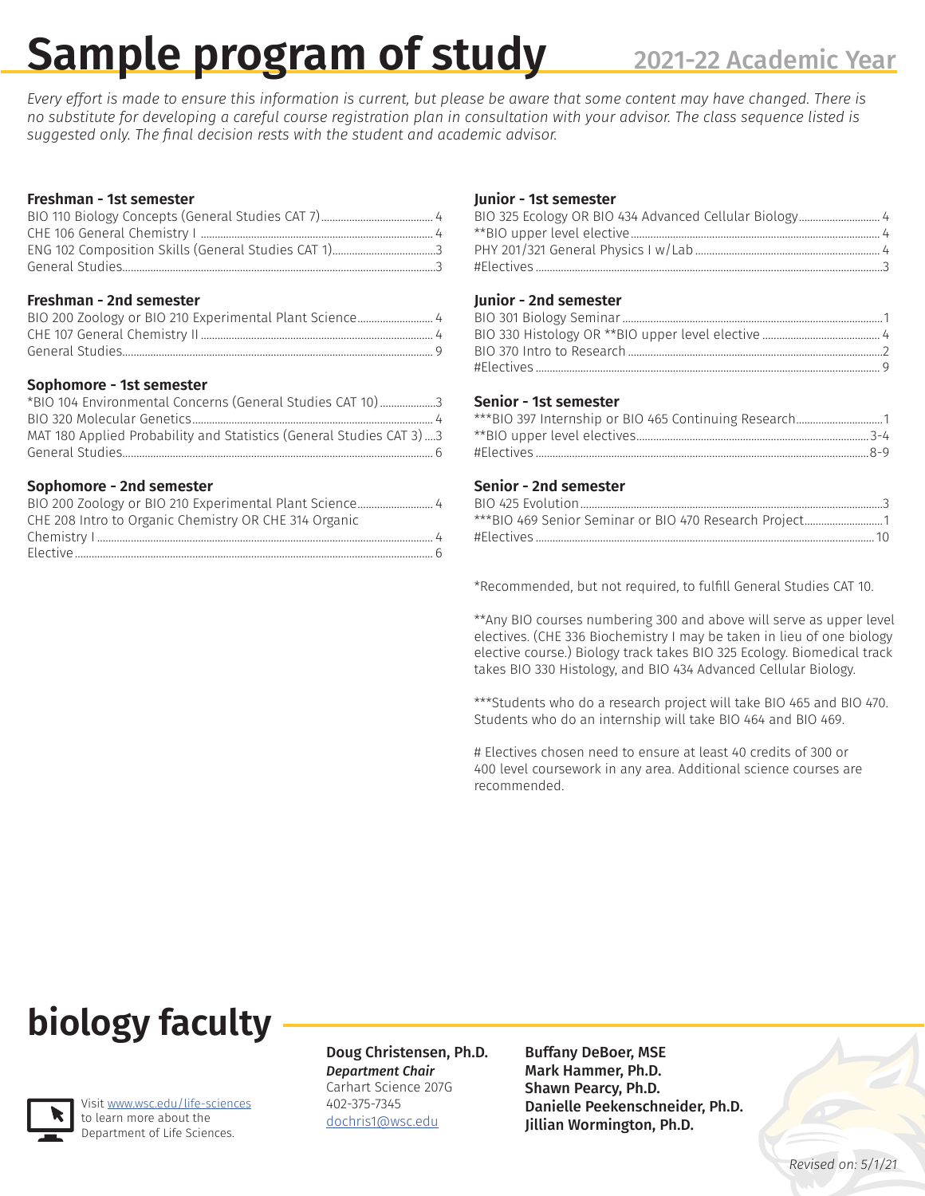# Sample program of study

## 2021-22 Academic Year

*Every effort is made to ensure this information is current, but please be aware that some content may have changed. There is no substitute for developing a careful course registration plan in consultation with your advisor. The class sequence listed is suggested only. The final decision rests with the student and academic advisor.*

### Freshman - 1st semester

| | |
|---|---|
| BIO 110 Biology Concepts (General Studies CAT 7) | 4 |
| CHE 106 General Chemistry I | 4 |
| ENG 102 Composition Skills (General Studies CAT 1) | 3 |
| General Studies | 3 |

### Freshman - 2nd semester

| | |
|---|---|
| BIO 200 Zoology or BIO 210 Experimental Plant Science | 4 |
| CHE 107 General Chemistry II | 4 |
| General Studies | 9 |

### Sophomore - 1st semester

| | |
|---|---|
| *BIO 104 Environmental Concerns (General Studies CAT 10) | 3 |
| BIO 320 Molecular Genetics | 4 |
| MAT 180 Applied Probability and Statistics (General Studies CAT 3) | 3 |
| General Studies | 6 |

### Sophomore - 2nd semester

| | |
|---|---|
| BIO 200 Zoology or BIO 210 Experimental Plant Science | 4 |
| CHE 208 Intro to Organic Chemistry OR CHE 314 Organic Chemistry I | 4 |
| Elective | 6 |

### Junior - 1st semester

| | |
|---|---|
| BIO 325 Ecology OR BIO 434 Advanced Cellular Biology | 4 |
| **BIO upper level elective | 4 |
| PHY 201/321 General Physics I w/Lab | 4 |
| #Electives | 3 |

### Junior - 2nd semester

| | |
|---|---|
| BIO 301 Biology Seminar | 1 |
| BIO 330 Histology OR **BIO upper level elective | 4 |
| BIO 370 Intro to Research | 2 |
| #Electives | 9 |

### Senior - 1st semester

| | |
|---|---|
| ***BIO 397 Internship or BIO 465 Continuing Research | 1 |
| **BIO upper level electives | 3-4 |
| #Electives | 8-9 |

### Senior - 2nd semester

| | |
|---|---|
| BIO 425 Evolution | 3 |
| ***BIO 469 Senior Seminar or BIO 470 Research Project | 1 |
| #Electives | 10 |

*Recommended, but not required, to fulfill General Studies CAT 10.

**Any BIO courses numbering 300 and above will serve as upper level electives. (CHE 336 Biochemistry I may be taken in lieu of one biology elective course.) Biology track takes BIO 325 Ecology. Biomedical track takes BIO 330 Histology, and BIO 434 Advanced Cellular Biology.

***Students who do a research project will take BIO 465 and BIO 470. Students who do an internship will take BIO 464 and BIO 469.

# Electives chosen need to ensure at least 40 credits of 300 or 400 level coursework in any area. Additional science courses are recommended.

## biology faculty

Visit www.wsc.edu/life-sciences to learn more about the Department of Life Sciences.

**Doug Christensen, Ph.D.**
***Department Chair***
Carhart Science 207G
402-375-7345
dochris1@wsc.edu

**Buffany DeBoer, MSE**
**Mark Hammer, Ph.D.**
**Shawn Pearcy, Ph.D.**
**Danielle Peekenschneider, Ph.D.**
**Jillian Wormington, Ph.D.**

*Revised on: 5/1/21*